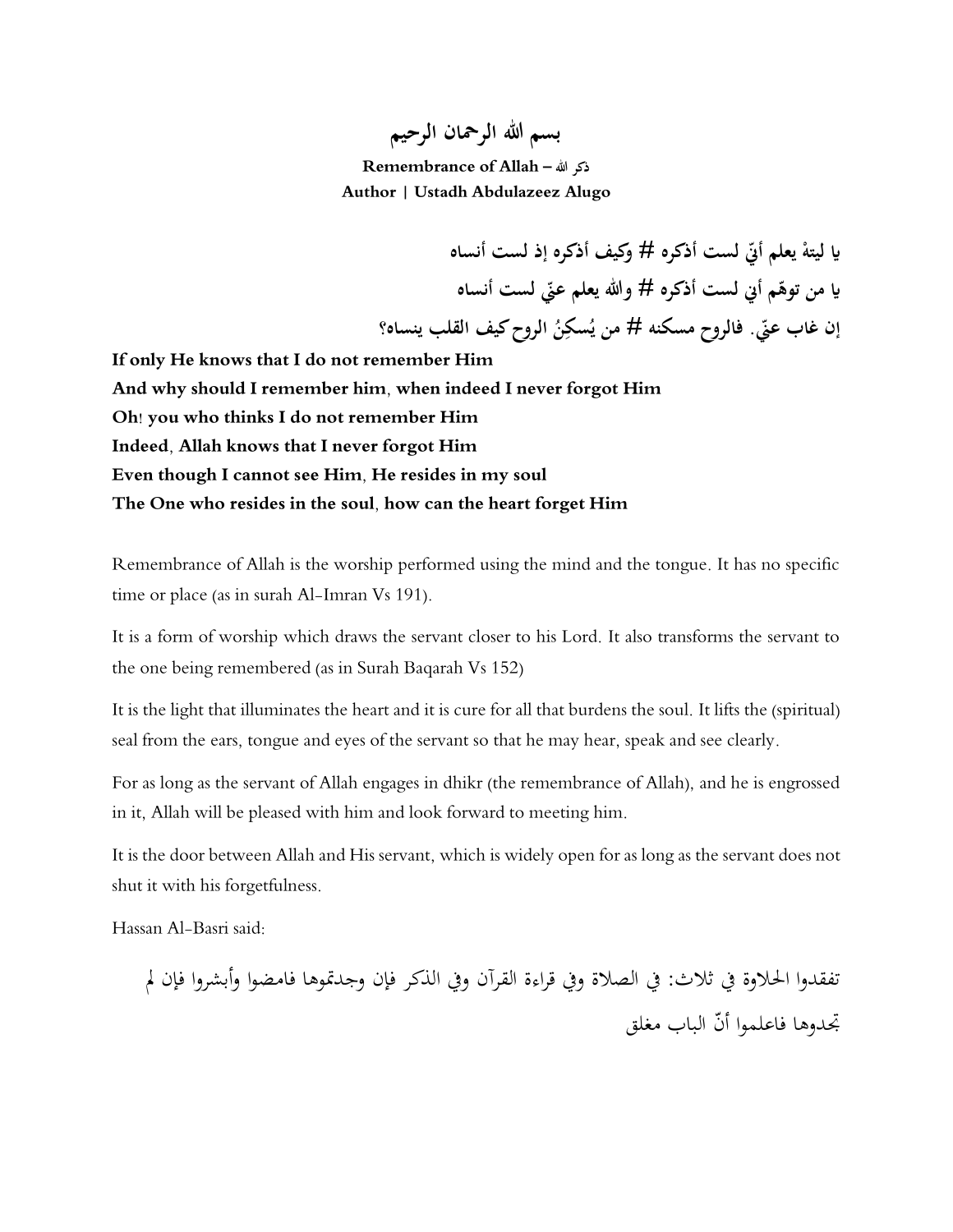# بسم الله الرحمان الرحيم

**Remembrance of Allah – ذكر الله**
**Author | Ustadh Abdulazeez Alugo**

**يا ليتهُ يعلم أنّي لست أذكره # وكيف أذكره إذ لست أنساه**
**يا من توهّم أني لست أذكره # والله يعلم عنّي لست أنساه**
**إن غاب عنّي. فالروح مسكنه # من يُسكِنُ الروح كيف القلب ينساه؟**

**If only He knows that I do not remember Him**
**And why should I remember him, when indeed I never forgot Him**
**Oh! you who thinks I do not remember Him**
**Indeed, Allah knows that I never forgot Him**
**Even though I cannot see Him, He resides in my soul**
**The One who resides in the soul, how can the heart forget Him**

Remembrance of Allah is the worship performed using the mind and the tongue. It has no specific time or place (as in surah Al-Imran Vs 191).

It is a form of worship which draws the servant closer to his Lord. It also transforms the servant to the one being remembered (as in Surah Baqarah Vs 152)

It is the light that illuminates the heart and it is cure for all that burdens the soul. It lifts the (spiritual) seal from the ears, tongue and eyes of the servant so that he may hear, speak and see clearly.

For as long as the servant of Allah engages in dhikr (the remembrance of Allah), and he is engrossed in it, Allah will be pleased with him and look forward to meeting him.

It is the door between Allah and His servant, which is widely open for as long as the servant does not shut it with his forgetfulness.

Hassan Al-Basri said:

تفقدوا الحلاوة في ثلاث: في الصلاة وفي قراءة القرآن وفي الذكر فإن وجدتموها فامضوا وأبشروا فإن لم تجدوها فاعلموا أنّ الباب مغلق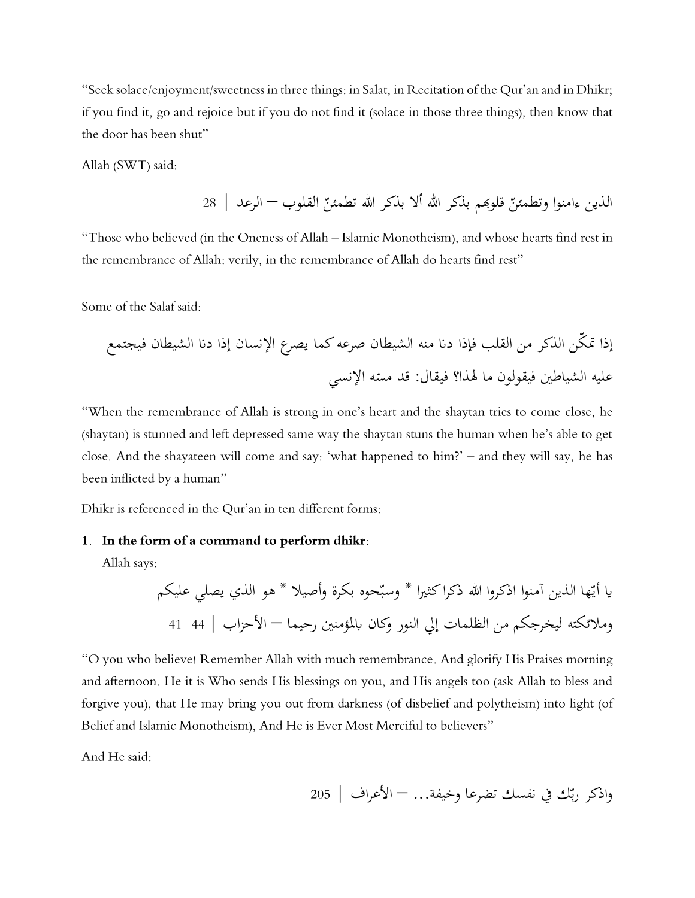"Seek solace/enjoyment/sweetness in three things: in Salat, in Recitation of the Qur'an and in Dhikr; if you find it, go and rejoice but if you do not find it (solace in those three things), then know that the door has been shut"

Allah (SWT) said:

الذين ءامنوا وتطمئنّ قلوبهم بذكر الله ألا بذكر الله تطمئنّ القلوب – الرعد | 28

"Those who believed (in the Oneness of Allah – Islamic Monotheism), and whose hearts find rest in the remembrance of Allah: verily, in the remembrance of Allah do hearts find rest"

Some of the Salaf said:

إذا تمكّن الذكر من القلب فإذا دنا منه الشيطان صرعه كما يصرع الإنسان إذا دنا الشيطان فيجتمع عليه الشياطين فيقولون ما لهذا؟ فيقال: قد مسّه الإنسي

"When the remembrance of Allah is strong in one's heart and the shaytan tries to come close, he (shaytan) is stunned and left depressed same way the shaytan stuns the human when he's able to get close. And the shayateen will come and say: 'what happened to him?' – and they will say, he has been inflicted by a human"

Dhikr is referenced in the Qur'an in ten different forms:

1. **In the form of a command to perform dhikr**:

   Allah says:

   يا أيّها الذين آمنوا اذكروا الله ذكرا كثيرا * وسبّحوه بكرة وأصيلا * هو الذي يصلي عليكم وملائكته ليخرجكم من الظلمات إلي النور وكان بالمؤمنين رحيما – الأحزاب | 44 -41

"O you who believe! Remember Allah with much remembrance. And glorify His Praises morning and afternoon. He it is Who sends His blessings on you, and His angels too (ask Allah to bless and forgive you), that He may bring you out from darkness (of disbelief and polytheism) into light (of Belief and Islamic Monotheism), And He is Ever Most Merciful to believers"

And He said:

واذكر ربّك في نفسك تضرعا وخيفة... – الأعراف | 205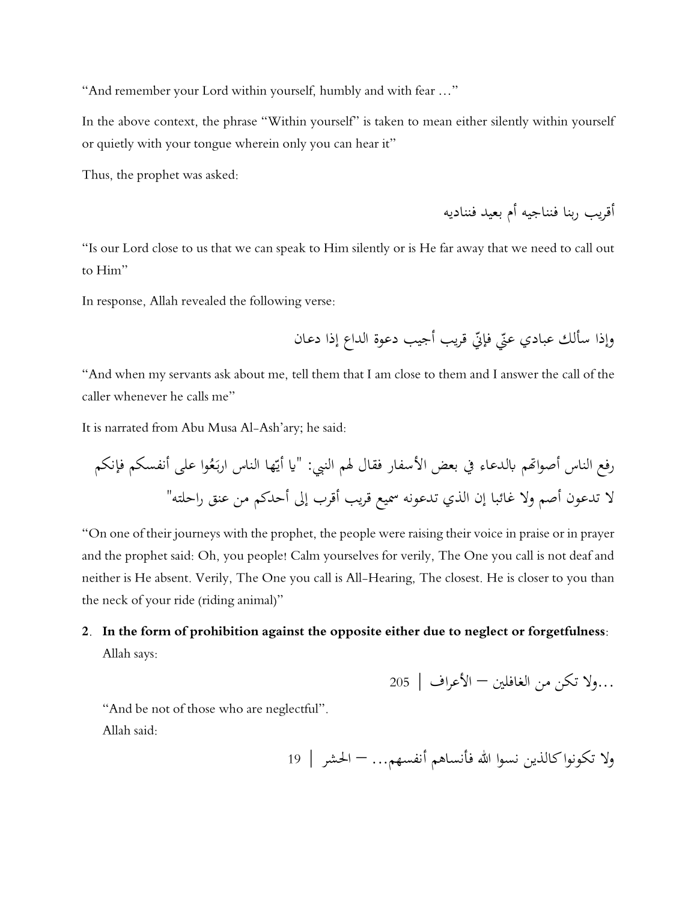"And remember your Lord within yourself, humbly and with fear …"

In the above context, the phrase "Within yourself" is taken to mean either silently within yourself or quietly with your tongue wherein only you can hear it"

Thus, the prophet was asked:

أقريب ربنا فنناجيه أم بعيد فنناديه

"Is our Lord close to us that we can speak to Him silently or is He far away that we need to call out to Him"

In response, Allah revealed the following verse:

وإذا سألك عبادي عنّي فإنّي قريب أجيب دعوة الداع إذا دعان

"And when my servants ask about me, tell them that I am close to them and I answer the call of the caller whenever he calls me"

It is narrated from Abu Musa Al-Ash'ary; he said:

رفع الناس أصواتهم بالدعاء في بعض الأسفار فقال لهم النبي: "يا أيّها الناس اربَعُوا على أنفسكم فإنكم لا تدعون أصم ولا غائبا إن الذي تدعونه سميع قريب أقرب إلى أحدكم من عنق راحلته"

"On one of their journeys with the prophet, the people were raising their voice in praise or in prayer and the prophet said: Oh, you people! Calm yourselves for verily, The One you call is not deaf and neither is He absent. Verily, The One you call is All-Hearing, The closest. He is closer to you than the neck of your ride (riding animal)"

2. **In the form of prohibition against the opposite either due to neglect or forgetfulness**:
   Allah says:

   ...ولا تكن من الغافلين – الأعراف | 205

   "And be not of those who are neglectful".
   Allah said:

   ولا تكونوا كالذين نسوا الله فأنساهم أنفسهم... – الحشر | 19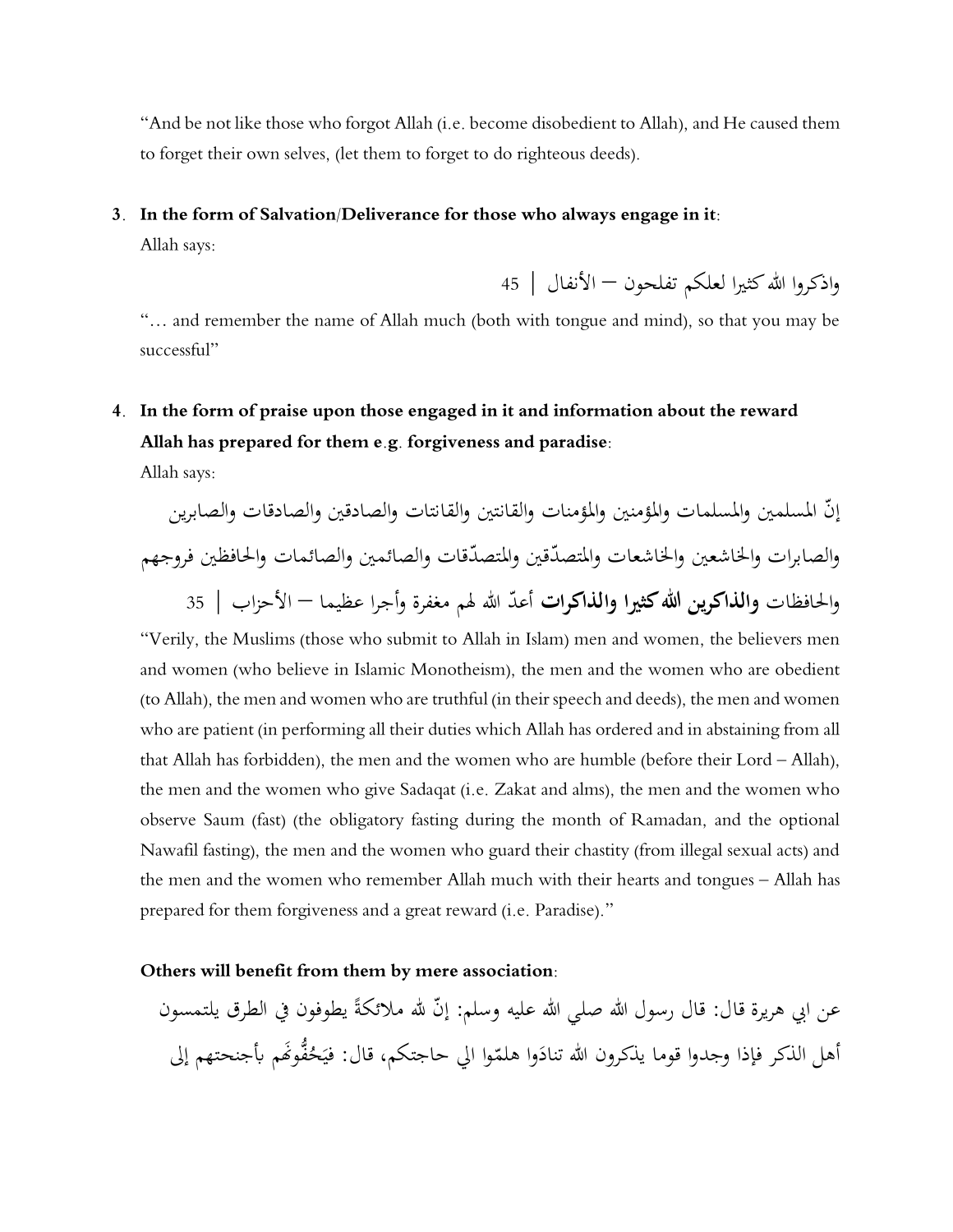"And be not like those who forgot Allah (i.e. become disobedient to Allah), and He caused them to forget their own selves, (let them to forget to do righteous deeds).

3. **In the form of Salvation/Deliverance for those who always engage in it**:

   Allah says:

   واذكروا الله كثيرا لعلكم تفلحون – الأنفال | 45

   "… and remember the name of Allah much (both with tongue and mind), so that you may be successful"

4. **In the form of praise upon those engaged in it and information about the reward Allah has prepared for them e.g. forgiveness and paradise**:

   Allah says:

   إنّ المسلمين والمسلمات والمؤمنين والمؤمنات والقانتين والقانتات والصادقين والصادقات والصابرين والصابرات والخاشعين والخاشعات والمتصدّقين والمتصدّقات والصائمين والصائمات والحافظين فروجهم والحافظات **والذاكرين الله كثيرا والذاكرات** أعدّ الله لهم مغفرة وأجرا عظيما – الأحزاب | 35

   "Verily, the Muslims (those who submit to Allah in Islam) men and women, the believers men and women (who believe in Islamic Monotheism), the men and the women who are obedient (to Allah), the men and women who are truthful (in their speech and deeds), the men and women who are patient (in performing all their duties which Allah has ordered and in abstaining from all that Allah has forbidden), the men and the women who are humble (before their Lord – Allah), the men and the women who give Sadaqat (i.e. Zakat and alms), the men and the women who observe Saum (fast) (the obligatory fasting during the month of Ramadan, and the optional Nawafil fasting), the men and the women who guard their chastity (from illegal sexual acts) and the men and the women who remember Allah much with their hearts and tongues – Allah has prepared for them forgiveness and a great reward (i.e. Paradise)."

**Others will benefit from them by mere association**:

عن ابي هريرة قال: قال رسول الله صلي الله عليه وسلم: إنّ لله ملائكةً يطوفون في الطرق يلتمسون أهل الذكر فإذا وجدوا قوما يذكرون الله تنادَوا هلمّوا الي حاجتكم، قال: فيَحُفُّونَهم بأجنحتهم إلى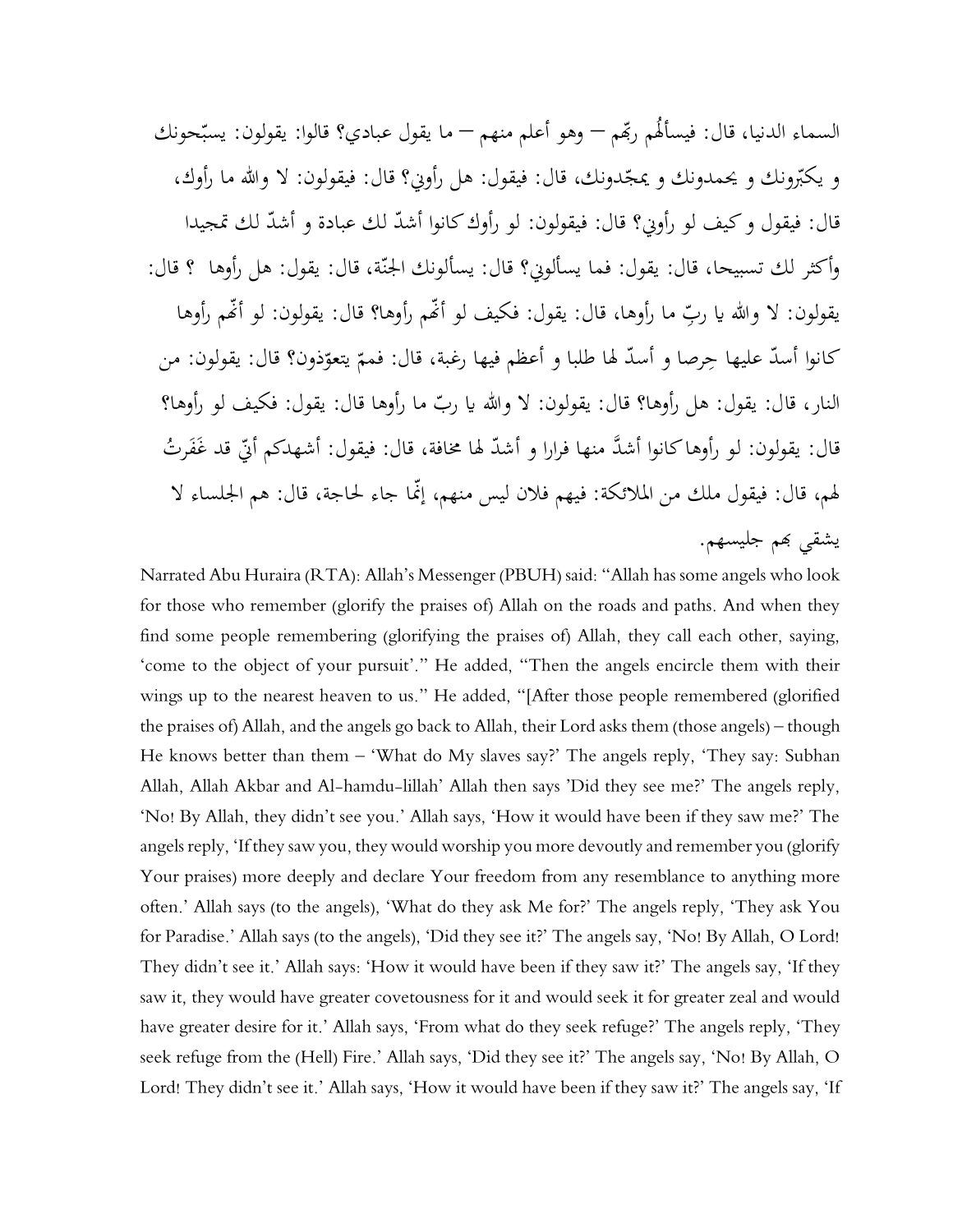السماء الدنيا، قال: فيسألُهم ربّهم – وهو أعلم منهم – ما يقول عبادي؟ قالوا: يقولون: يسبّحونك و يكبّرونك و يحمدونك و يمجّدونك، قال: فيقول: هل رأوني؟ قال: فيقولون: لا والله ما رأوك، قال: فيقول و كيف لو رأوني؟ قال: فيقولون: لو رأوك كانوا أشدّ لك عبادة و أشدّ لك تمجيدا وأكثر لك تسبيحا، قال: يقول: فما يسألوني؟ قال: يسألونك الجنّة، قال: يقول: هل رأوها ؟ قال: يقولون: لا والله يا ربِّ ما رأوها، قال: يقول: فكيف لو أنّهم رأوها؟ قال: يقولون: لو أنّهم رأوها كانوا أشدّ عليها حِرصا و أشدّ لها طلبا و أعظم فيها رغبة، قال: فممّ يتعوّذون؟ قال: يقولون: من النار، قال: يقول: هل رأوها؟ قال: يقولون: لا والله يا ربّ ما رأوها قال: يقول: فكيف لو رأوها؟ قال: يقولون: لو رأوها كانوا أشدَّ منها فرارا و أشدّ لها مخافة، قال: فيقول: أشهدكم أنّي قد غَفَرتُ لهم، قال: فيقول ملك من الملائكة: فيهم فلان ليس منهم، إنّما جاء لحاجة، قال: هم الجلساء لا يشقي بهم جليسهم.

Narrated Abu Huraira (RTA): Allah's Messenger (PBUH) said: "Allah has some angels who look for those who remember (glorify the praises of) Allah on the roads and paths. And when they find some people remembering (glorifying the praises of) Allah, they call each other, saying, 'come to the object of your pursuit'." He added, "Then the angels encircle them with their wings up to the nearest heaven to us." He added, "[After those people remembered (glorified the praises of) Allah, and the angels go back to Allah, their Lord asks them (those angels) – though He knows better than them – 'What do My slaves say?' The angels reply, 'They say: Subhan Allah, Allah Akbar and Al-hamdu-lillah' Allah then says 'Did they see me?' The angels reply, 'No! By Allah, they didn't see you.' Allah says, 'How it would have been if they saw me?' The angels reply, 'If they saw you, they would worship you more devoutly and remember you (glorify Your praises) more deeply and declare Your freedom from any resemblance to anything more often.' Allah says (to the angels), 'What do they ask Me for?' The angels reply, 'They ask You for Paradise.' Allah says (to the angels), 'Did they see it?' The angels say, 'No! By Allah, O Lord! They didn't see it.' Allah says: 'How it would have been if they saw it?' The angels say, 'If they saw it, they would have greater covetousness for it and would seek it for greater zeal and would have greater desire for it.' Allah says, 'From what do they seek refuge?' The angels reply, 'They seek refuge from the (Hell) Fire.' Allah says, 'Did they see it?' The angels say, 'No! By Allah, O Lord! They didn't see it.' Allah says, 'How it would have been if they saw it?' The angels say, 'If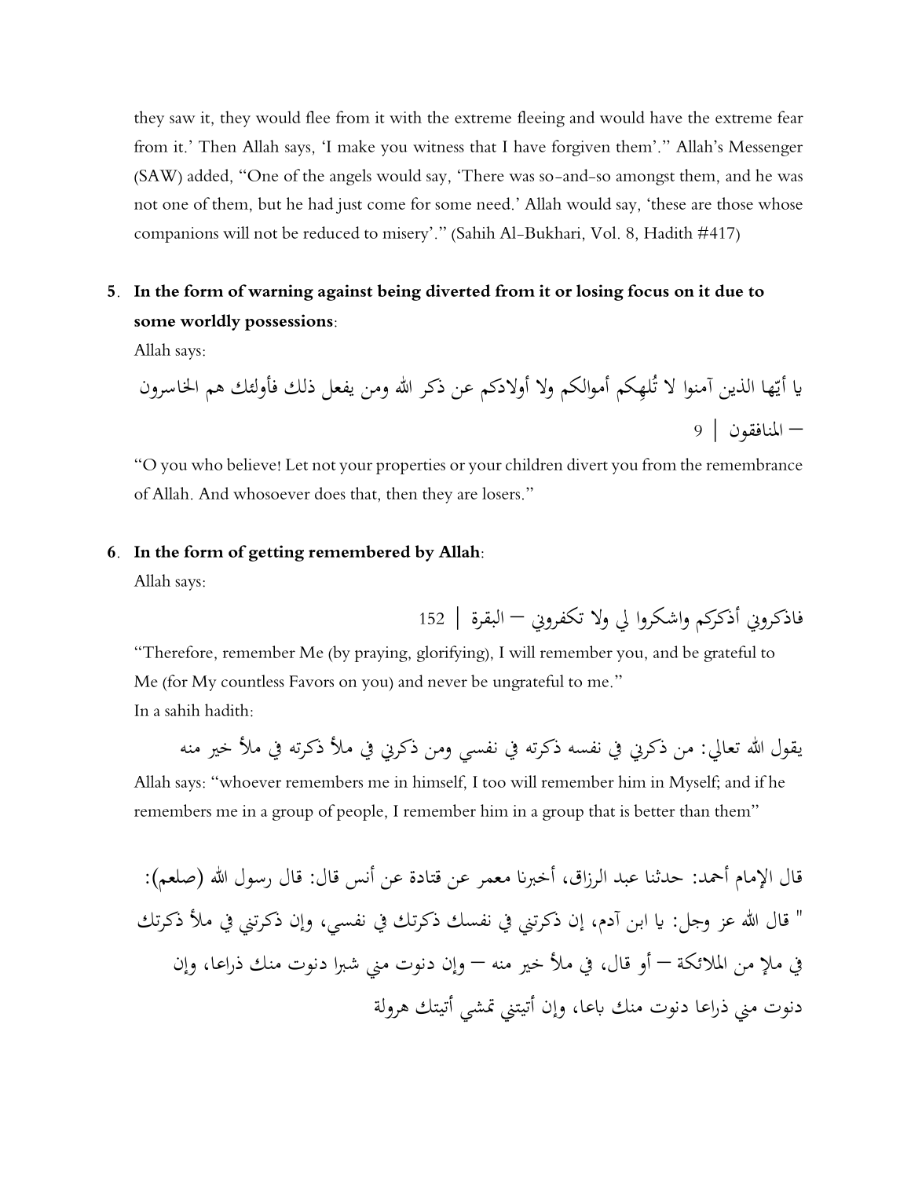they saw it, they would flee from it with the extreme fleeing and would have the extreme fear from it.' Then Allah says, 'I make you witness that I have forgiven them'." Allah's Messenger (SAW) added, "One of the angels would say, 'There was so-and-so amongst them, and he was not one of them, but he had just come for some need.' Allah would say, 'these are those whose companions will not be reduced to misery'." (Sahih Al-Bukhari, Vol. 8, Hadith #417)

5. **In the form of warning against being diverted from it or losing focus on it due to some worldly possessions**:

   Allah says:

   يا أيّها الذين آمنوا لا تُلهِكم أموالكم ولا أولادكم عن ذكر الله ومن يفعل ذلك فأولئك هم الخاسرون – المنافقون | 9

   "O you who believe! Let not your properties or your children divert you from the remembrance of Allah. And whosoever does that, then they are losers."

6. **In the form of getting remembered by Allah**:

   Allah says:

   فاذكروني أذكركم واشكروا لي ولا تكفروني – البقرة | 152

   "Therefore, remember Me (by praying, glorifying), I will remember you, and be grateful to Me (for My countless Favors on you) and never be ungrateful to me."

   In a sahih hadith:

   يقول الله تعالي: من ذكرني في نفسه ذكرته في نفسي ومن ذكرني في ملأ ذكرته في ملأ خير منه

   Allah says: "whoever remembers me in himself, I too will remember him in Myself; and if he remembers me in a group of people, I remember him in a group that is better than them"

قال الإمام أحمد: حدثنا عبد الرزاق، أخبرنا معمر عن قتادة عن أنس قال: قال رسول الله (صلعم): " قال الله عز وجل: يا ابن آدم، إن ذكرتني في نفسك ذكرتك في نفسي، وإن ذكرتني في ملأ ذكرتك في ملإ من الملائكة – أو قال، في ملأ خير منه – وإن دنوت مني شبرا دنوت منك ذراعا، وإن دنوت مني ذراعا دنوت منك باعا، وإن أتيتني تمشي أتيتك هرولة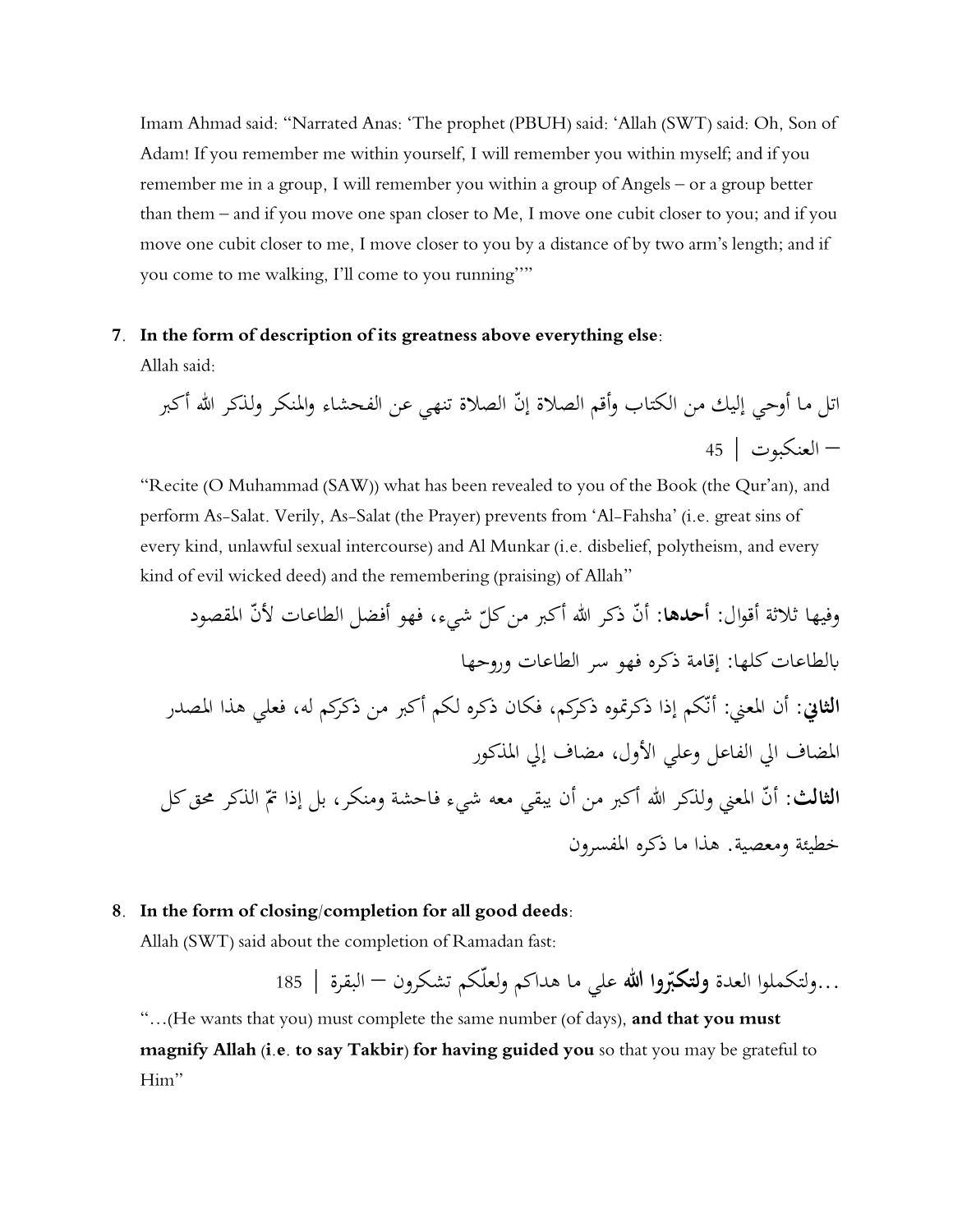Imam Ahmad said: "Narrated Anas: 'The prophet (PBUH) said: 'Allah (SWT) said: Oh, Son of Adam! If you remember me within yourself, I will remember you within myself; and if you remember me in a group, I will remember you within a group of Angels – or a group better than them – and if you move one span closer to Me, I move one cubit closer to you; and if you move one cubit closer to me, I move closer to you by a distance of by two arm's length; and if you come to me walking, I'll come to you running''"

7. **In the form of description of its greatness above everything else**:

Allah said:

اتل ما أوحي إليك من الكتاب وأقم الصلاة إنّ الصلاة تنهي عن الفحشاء والمنكر ولذكر الله أكبر – العنكبوت | 45

"Recite (O Muhammad (SAW)) what has been revealed to you of the Book (the Qur'an), and perform As-Salat. Verily, As-Salat (the Prayer) prevents from 'Al-Fahsha' (i.e. great sins of every kind, unlawful sexual intercourse) and Al Munkar (i.e. disbelief, polytheism, and every kind of evil wicked deed) and the remembering (praising) of Allah"

وفيها ثلاثة أقوال: **أحدها**: أنّ ذكر الله أكبر من كلّ شيء، فهو أفضل الطاعات لأنّ المقصود بالطاعات كلها: إقامة ذكره فهو سر الطاعات وروحها

**الثاني**: أن المعني: أنّكم إذا ذكرتموه ذكركم، فكان ذكره لكم أكبر من ذكركم له، فعلي هذا المصدر المضاف الي الفاعل وعلي الأول، مضاف إلي المذكور

**الثالث**: أنّ المعني ولذكر الله أكبر من أن يبقي معه شيء فاحشة ومنكر، بل إذا تمّ الذكر محق كل خطيئة ومعصية. هذا ما ذكره المفسرون

8. **In the form of closing/completion for all good deeds**:

Allah (SWT) said about the completion of Ramadan fast:

...ولتكملوا العدة **ولتكبّروا الله** علي ما هداكم ولعلّكم تشكرون – البقرة | 185

"...(He wants that you) must complete the same number (of days), **and that you must magnify Allah (i.e. to say Takbir) for having guided you** so that you may be grateful to Him"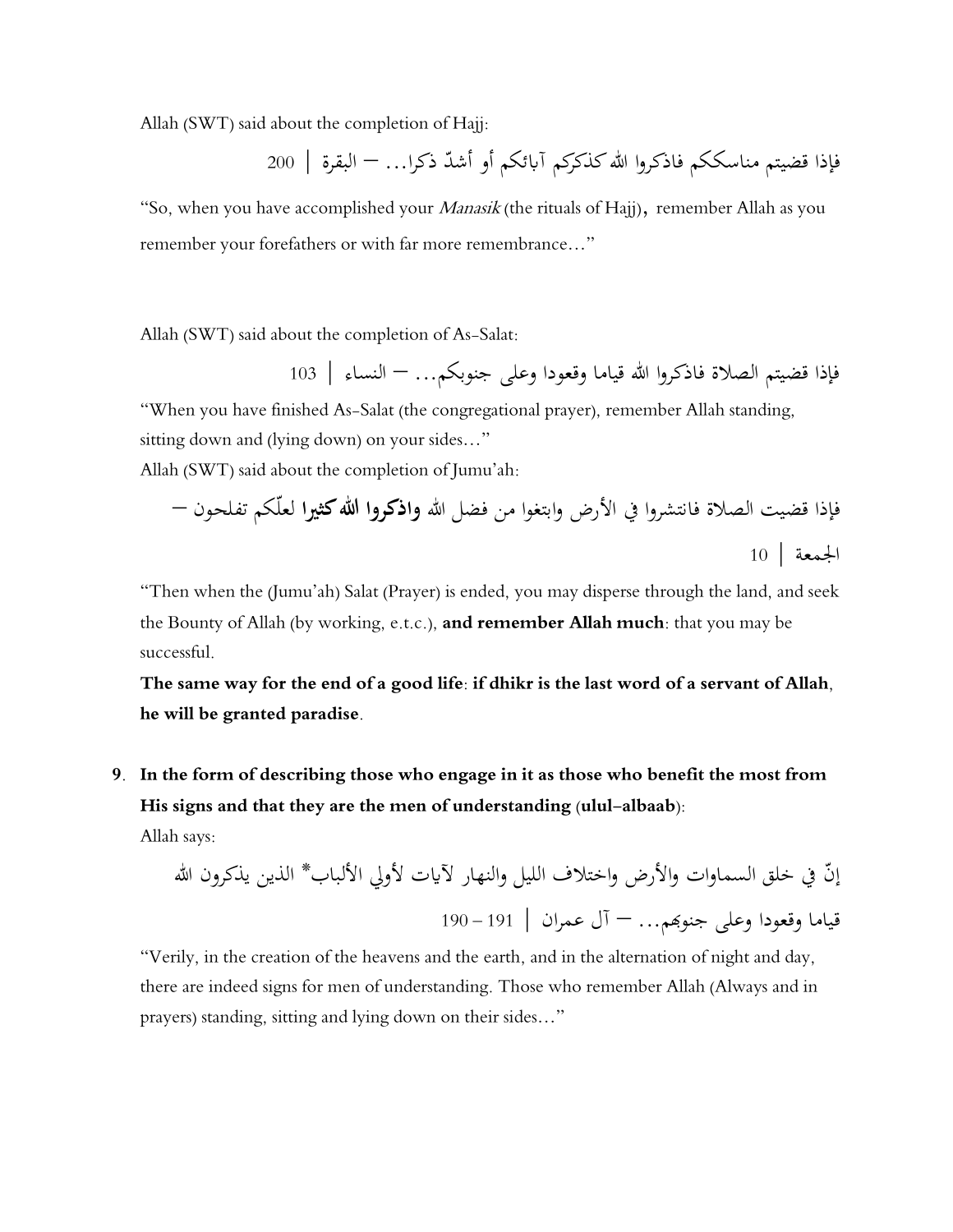Allah (SWT) said about the completion of Hajj:

فإذا قضيتم مناسككم فاذكروا الله كذكركم آبائكم أو أشدّ ذكرا... – البقرة | 200

"So, when you have accomplished your *Manasik* (the rituals of Hajj), remember Allah as you remember your forefathers or with far more remembrance…"

Allah (SWT) said about the completion of As-Salat:

فإذا قضيتم الصلاة فاذكروا الله قياما وقعودا وعلى جنوبكم... – النساء | 103

"When you have finished As-Salat (the congregational prayer), remember Allah standing, sitting down and (lying down) on your sides…"

Allah (SWT) said about the completion of Jumu'ah:

فإذا قضيت الصلاة فانتشروا في الأرض وابتغوا من فضل الله **واذكروا الله كثيرا** لعلّكم تفلحون – الجمعة | 10

"Then when the (Jumu'ah) Salat (Prayer) is ended, you may disperse through the land, and seek the Bounty of Allah (by working, e.t.c.), **and remember Allah much**: that you may be successful.

**The same way for the end of a good life**: **if dhikr is the last word of a servant of Allah**, **he will be granted paradise**.

9. **In the form of describing those who engage in it as those who benefit the most from His signs and that they are the men of understanding (ulul-albaab)**:

   Allah says:

   إنّ في خلق السماوات والأرض واختلاف الليل والنهار لآيات لأولي الألباب* الذين يذكرون الله قياما وقعودا وعلى جنوبهم... – آل عمران | 191 – 190

   "Verily, in the creation of the heavens and the earth, and in the alternation of night and day, there are indeed signs for men of understanding. Those who remember Allah (Always and in prayers) standing, sitting and lying down on their sides…"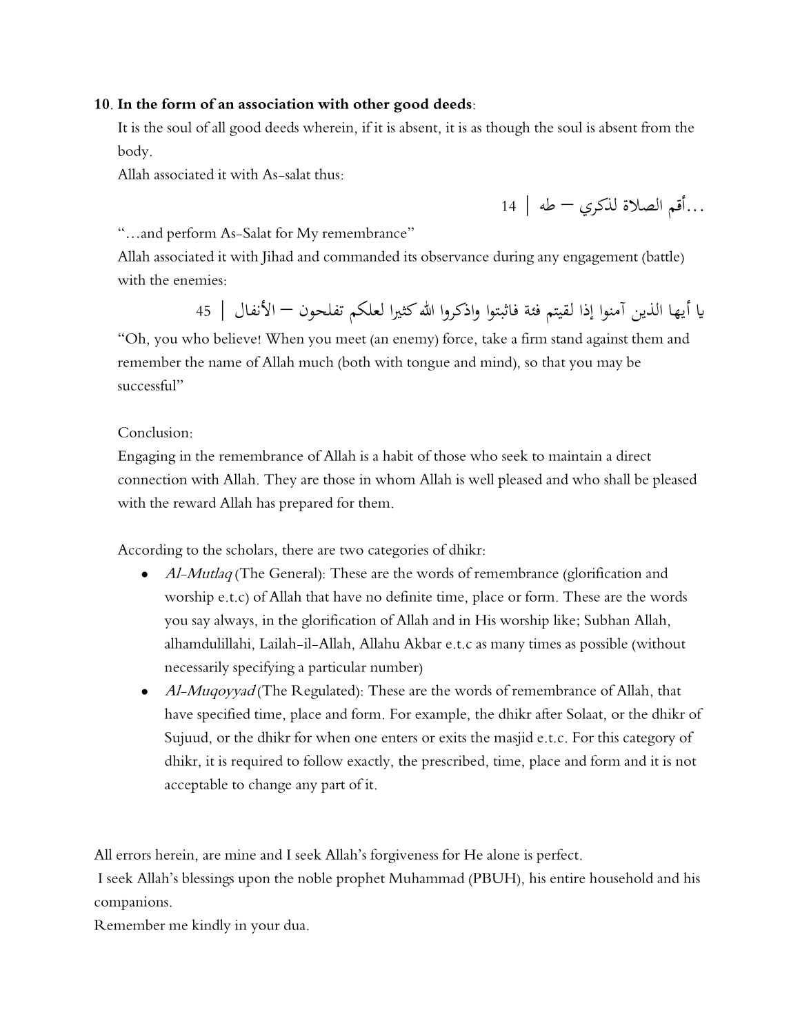**10**. **In the form of an association with other good deeds**:

It is the soul of all good deeds wherein, if it is absent, it is as though the soul is absent from the body.

Allah associated it with As-salat thus:

...أقم الصلاة لذكري – طه | 14

"...and perform As-Salat for My remembrance"

Allah associated it with Jihad and commanded its observance during any engagement (battle) with the enemies:

يا أيها الذين آمنوا إذا لقيتم فئة فاثبتوا واذكروا الله كثيرا لعلكم تفلحون – الأنفال | 45

"Oh, you who believe! When you meet (an enemy) force, take a firm stand against them and remember the name of Allah much (both with tongue and mind), so that you may be successful"

Conclusion:

Engaging in the remembrance of Allah is a habit of those who seek to maintain a direct connection with Allah. They are those in whom Allah is well pleased and who shall be pleased with the reward Allah has prepared for them.

According to the scholars, there are two categories of dhikr:

- *Al-Mutlaq* (The General): These are the words of remembrance (glorification and worship e.t.c) of Allah that have no definite time, place or form. These are the words you say always, in the glorification of Allah and in His worship like; Subhan Allah, alhamdulillahi, Lailah-il-Allah, Allahu Akbar e.t.c as many times as possible (without necessarily specifying a particular number)
- *Al-Muqoyyad* (The Regulated): These are the words of remembrance of Allah, that have specified time, place and form. For example, the dhikr after Solaat, or the dhikr of Sujuud, or the dhikr for when one enters or exits the masjid e.t.c. For this category of dhikr, it is required to follow exactly, the prescribed, time, place and form and it is not acceptable to change any part of it.

All errors herein, are mine and I seek Allah's forgiveness for He alone is perfect.

I seek Allah's blessings upon the noble prophet Muhammad (PBUH), his entire household and his companions.

Remember me kindly in your dua.